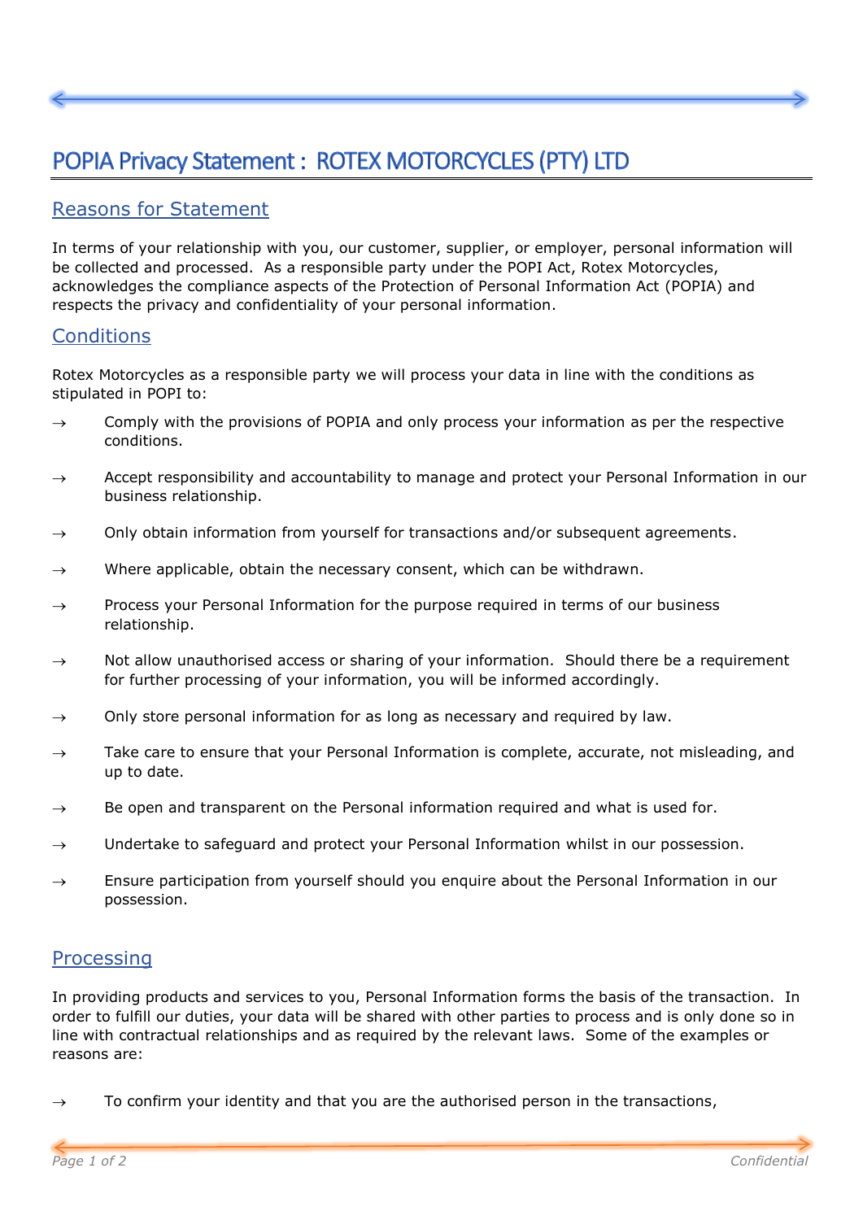# POPIA Privacy Statement : ROTEX MOTORCYCLES (PTY) LTD

## Reasons for Statement

In terms of your relationship with you, our customer, supplier, or employer, personal information will be collected and processed. As a responsible party under the POPI Act, Rotex Motorcycles, acknowledges the compliance aspects of the Protection of Personal Information Act (POPIA) and respects the privacy and confidentiality of your personal information.

## Conditions

Rotex Motorcycles as a responsible party we will process your data in line with the conditions as stipulated in POPI to:

→ Comply with the provisions of POPIA and only process your information as per the respective conditions.

→ Accept responsibility and accountability to manage and protect your Personal Information in our business relationship.

→ Only obtain information from yourself for transactions and/or subsequent agreements.

→ Where applicable, obtain the necessary consent, which can be withdrawn.

→ Process your Personal Information for the purpose required in terms of our business relationship.

→ Not allow unauthorised access or sharing of your information. Should there be a requirement for further processing of your information, you will be informed accordingly.

→ Only store personal information for as long as necessary and required by law.

→ Take care to ensure that your Personal Information is complete, accurate, not misleading, and up to date.

→ Be open and transparent on the Personal information required and what is used for.

→ Undertake to safeguard and protect your Personal Information whilst in our possession.

→ Ensure participation from yourself should you enquire about the Personal Information in our possession.

## Processing

In providing products and services to you, Personal Information forms the basis of the transaction. In order to fulfill our duties, your data will be shared with other parties to process and is only done so in line with contractual relationships and as required by the relevant laws. Some of the examples or reasons are:

→ To confirm your identity and that you are the authorised person in the transactions,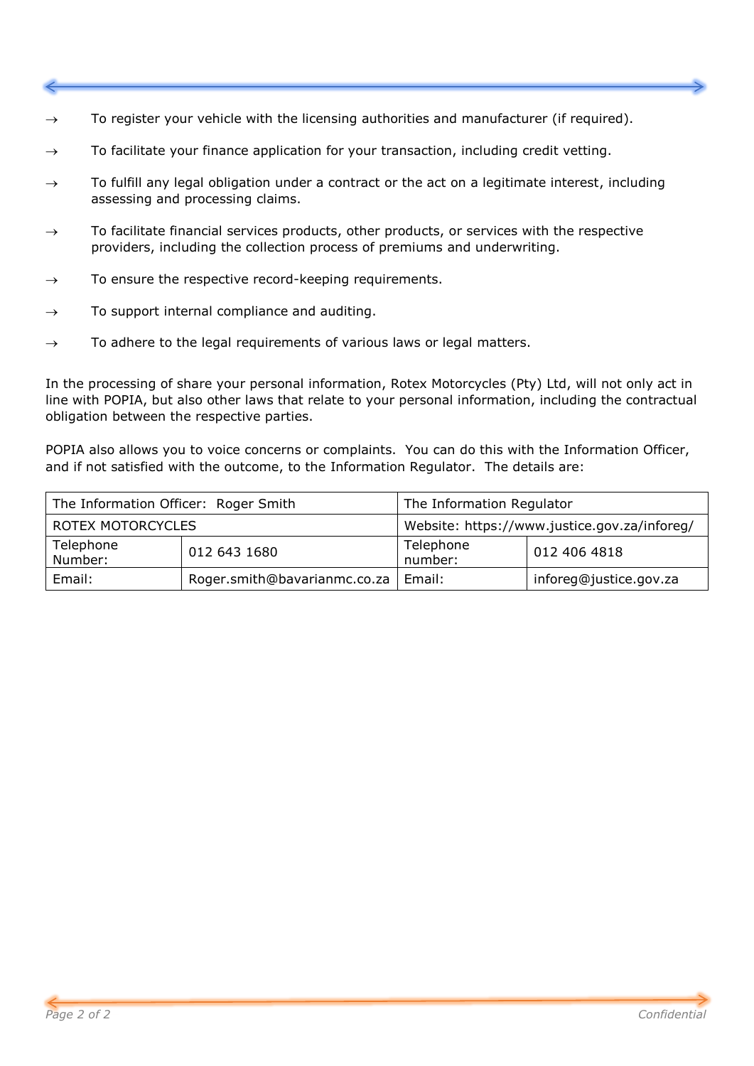- To register your vehicle with the licensing authorities and manufacturer (if required).
- To facilitate your finance application for your transaction, including credit vetting.
- To fulfill any legal obligation under a contract or the act on a legitimate interest, including assessing and processing claims.
- To facilitate financial services products, other products, or services with the respective providers, including the collection process of premiums and underwriting.
- To ensure the respective record-keeping requirements.
- To support internal compliance and auditing.
- To adhere to the legal requirements of various laws or legal matters.

In the processing of share your personal information, Rotex Motorcycles (Pty) Ltd, will not only act in line with POPIA, but also other laws that relate to your personal information, including the contractual obligation between the respective parties.

POPIA also allows you to voice concerns or complaints. You can do this with the Information Officer, and if not satisfied with the outcome, to the Information Regulator. The details are:

| | | | |
|---|---|---|---|
| The Information Officer: Roger Smith | | The Information Regulator | |
| ROTEX MOTORCYCLES | | Website: https://www.justice.gov.za/inforeg/ | |
| Telephone Number: | 012 643 1680 | Telephone number: | 012 406 4818 |
| Email: | Roger.smith@bavarianmc.co.za | Email: | inforeg@justice.gov.za |